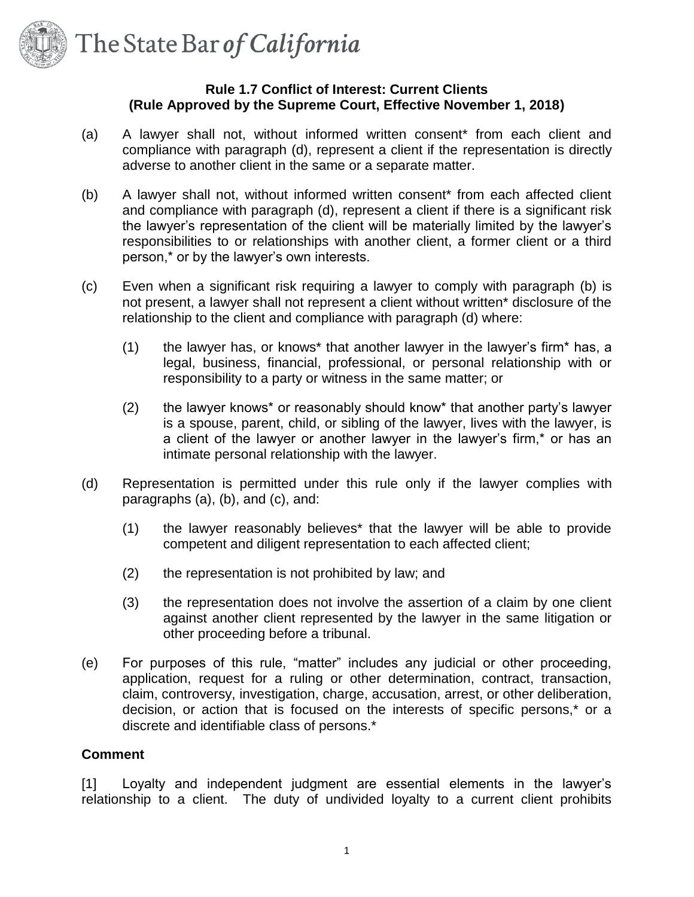The State Bar *of California*

**Rule 1.7 Conflict of Interest: Current Clients**
**(Rule Approved by the Supreme Court, Effective November 1, 2018)**

(a) A lawyer shall not, without informed written consent* from each client and compliance with paragraph (d), represent a client if the representation is directly adverse to another client in the same or a separate matter.

(b) A lawyer shall not, without informed written consent* from each affected client and compliance with paragraph (d), represent a client if there is a significant risk the lawyer's representation of the client will be materially limited by the lawyer's responsibilities to or relationships with another client, a former client or a third person,* or by the lawyer's own interests.

(c) Even when a significant risk requiring a lawyer to comply with paragraph (b) is not present, a lawyer shall not represent a client without written* disclosure of the relationship to the client and compliance with paragraph (d) where:

(1) the lawyer has, or knows* that another lawyer in the lawyer's firm* has, a legal, business, financial, professional, or personal relationship with or responsibility to a party or witness in the same matter; or

(2) the lawyer knows* or reasonably should know* that another party's lawyer is a spouse, parent, child, or sibling of the lawyer, lives with the lawyer, is a client of the lawyer or another lawyer in the lawyer's firm,* or has an intimate personal relationship with the lawyer.

(d) Representation is permitted under this rule only if the lawyer complies with paragraphs (a), (b), and (c), and:

(1) the lawyer reasonably believes* that the lawyer will be able to provide competent and diligent representation to each affected client;

(2) the representation is not prohibited by law; and

(3) the representation does not involve the assertion of a claim by one client against another client represented by the lawyer in the same litigation or other proceeding before a tribunal.

(e) For purposes of this rule, "matter" includes any judicial or other proceeding, application, request for a ruling or other determination, contract, transaction, claim, controversy, investigation, charge, accusation, arrest, or other deliberation, decision, or action that is focused on the interests of specific persons,* or a discrete and identifiable class of persons.*

**Comment**

[1] Loyalty and independent judgment are essential elements in the lawyer's relationship to a client. The duty of undivided loyalty to a current client prohibits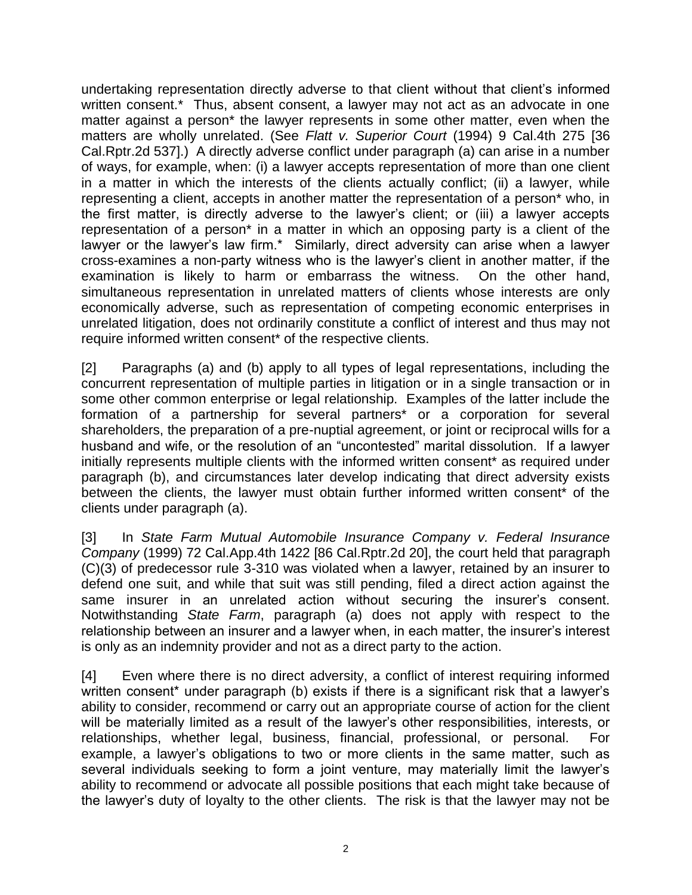undertaking representation directly adverse to that client without that client's informed written consent.* Thus, absent consent, a lawyer may not act as an advocate in one matter against a person* the lawyer represents in some other matter, even when the matters are wholly unrelated. (See *Flatt v. Superior Court* (1994) 9 Cal.4th 275 [36 Cal.Rptr.2d 537].) A directly adverse conflict under paragraph (a) can arise in a number of ways, for example, when: (i) a lawyer accepts representation of more than one client in a matter in which the interests of the clients actually conflict; (ii) a lawyer, while representing a client, accepts in another matter the representation of a person* who, in the first matter, is directly adverse to the lawyer's client; or (iii) a lawyer accepts representation of a person* in a matter in which an opposing party is a client of the lawyer or the lawyer's law firm.* Similarly, direct adversity can arise when a lawyer cross-examines a non-party witness who is the lawyer's client in another matter, if the examination is likely to harm or embarrass the witness. On the other hand, simultaneous representation in unrelated matters of clients whose interests are only economically adverse, such as representation of competing economic enterprises in unrelated litigation, does not ordinarily constitute a conflict of interest and thus may not require informed written consent* of the respective clients.

[2] Paragraphs (a) and (b) apply to all types of legal representations, including the concurrent representation of multiple parties in litigation or in a single transaction or in some other common enterprise or legal relationship. Examples of the latter include the formation of a partnership for several partners* or a corporation for several shareholders, the preparation of a pre-nuptial agreement, or joint or reciprocal wills for a husband and wife, or the resolution of an "uncontested" marital dissolution. If a lawyer initially represents multiple clients with the informed written consent* as required under paragraph (b), and circumstances later develop indicating that direct adversity exists between the clients, the lawyer must obtain further informed written consent* of the clients under paragraph (a).

[3] In *State Farm Mutual Automobile Insurance Company v. Federal Insurance Company* (1999) 72 Cal.App.4th 1422 [86 Cal.Rptr.2d 20], the court held that paragraph (C)(3) of predecessor rule 3-310 was violated when a lawyer, retained by an insurer to defend one suit, and while that suit was still pending, filed a direct action against the same insurer in an unrelated action without securing the insurer's consent. Notwithstanding *State Farm*, paragraph (a) does not apply with respect to the relationship between an insurer and a lawyer when, in each matter, the insurer's interest is only as an indemnity provider and not as a direct party to the action.

[4] Even where there is no direct adversity, a conflict of interest requiring informed written consent* under paragraph (b) exists if there is a significant risk that a lawyer's ability to consider, recommend or carry out an appropriate course of action for the client will be materially limited as a result of the lawyer's other responsibilities, interests, or relationships, whether legal, business, financial, professional, or personal. For example, a lawyer's obligations to two or more clients in the same matter, such as several individuals seeking to form a joint venture, may materially limit the lawyer's ability to recommend or advocate all possible positions that each might take because of the lawyer's duty of loyalty to the other clients. The risk is that the lawyer may not be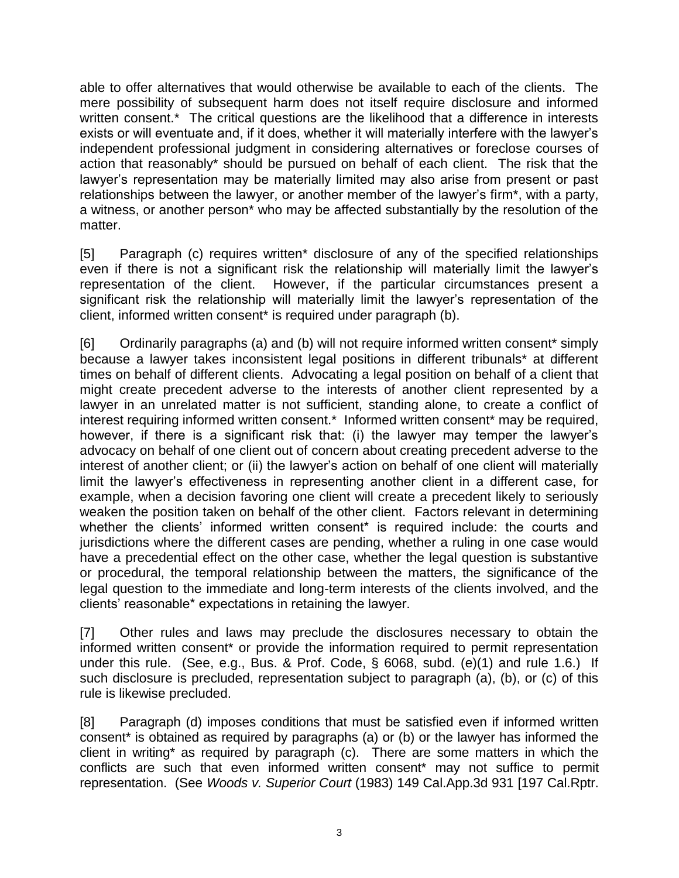able to offer alternatives that would otherwise be available to each of the clients. The mere possibility of subsequent harm does not itself require disclosure and informed written consent.* The critical questions are the likelihood that a difference in interests exists or will eventuate and, if it does, whether it will materially interfere with the lawyer's independent professional judgment in considering alternatives or foreclose courses of action that reasonably* should be pursued on behalf of each client. The risk that the lawyer's representation may be materially limited may also arise from present or past relationships between the lawyer, or another member of the lawyer's firm*, with a party, a witness, or another person* who may be affected substantially by the resolution of the matter.

[5] Paragraph (c) requires written* disclosure of any of the specified relationships even if there is not a significant risk the relationship will materially limit the lawyer's representation of the client. However, if the particular circumstances present a significant risk the relationship will materially limit the lawyer's representation of the client, informed written consent* is required under paragraph (b).

[6] Ordinarily paragraphs (a) and (b) will not require informed written consent* simply because a lawyer takes inconsistent legal positions in different tribunals* at different times on behalf of different clients. Advocating a legal position on behalf of a client that might create precedent adverse to the interests of another client represented by a lawyer in an unrelated matter is not sufficient, standing alone, to create a conflict of interest requiring informed written consent.* Informed written consent* may be required, however, if there is a significant risk that: (i) the lawyer may temper the lawyer's advocacy on behalf of one client out of concern about creating precedent adverse to the interest of another client; or (ii) the lawyer's action on behalf of one client will materially limit the lawyer's effectiveness in representing another client in a different case, for example, when a decision favoring one client will create a precedent likely to seriously weaken the position taken on behalf of the other client. Factors relevant in determining whether the clients' informed written consent* is required include: the courts and jurisdictions where the different cases are pending, whether a ruling in one case would have a precedential effect on the other case, whether the legal question is substantive or procedural, the temporal relationship between the matters, the significance of the legal question to the immediate and long-term interests of the clients involved, and the clients' reasonable* expectations in retaining the lawyer.

[7] Other rules and laws may preclude the disclosures necessary to obtain the informed written consent* or provide the information required to permit representation under this rule. (See, e.g., Bus. & Prof. Code, § 6068, subd. (e)(1) and rule 1.6.) If such disclosure is precluded, representation subject to paragraph (a), (b), or (c) of this rule is likewise precluded.

[8] Paragraph (d) imposes conditions that must be satisfied even if informed written consent* is obtained as required by paragraphs (a) or (b) or the lawyer has informed the client in writing* as required by paragraph (c). There are some matters in which the conflicts are such that even informed written consent* may not suffice to permit representation. (See *Woods v. Superior Court* (1983) 149 Cal.App.3d 931 [197 Cal.Rptr.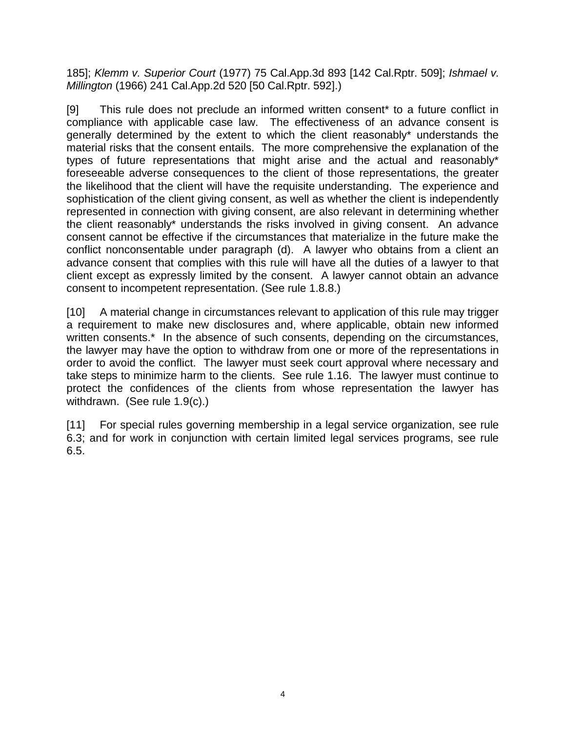185]; *Klemm v. Superior Court* (1977) 75 Cal.App.3d 893 [142 Cal.Rptr. 509]; *Ishmael v. Millington* (1966) 241 Cal.App.2d 520 [50 Cal.Rptr. 592].)

[9] This rule does not preclude an informed written consent* to a future conflict in compliance with applicable case law. The effectiveness of an advance consent is generally determined by the extent to which the client reasonably* understands the material risks that the consent entails. The more comprehensive the explanation of the types of future representations that might arise and the actual and reasonably* foreseeable adverse consequences to the client of those representations, the greater the likelihood that the client will have the requisite understanding. The experience and sophistication of the client giving consent, as well as whether the client is independently represented in connection with giving consent, are also relevant in determining whether the client reasonably* understands the risks involved in giving consent. An advance consent cannot be effective if the circumstances that materialize in the future make the conflict nonconsentable under paragraph (d). A lawyer who obtains from a client an advance consent that complies with this rule will have all the duties of a lawyer to that client except as expressly limited by the consent. A lawyer cannot obtain an advance consent to incompetent representation. (See rule 1.8.8.)

[10] A material change in circumstances relevant to application of this rule may trigger a requirement to make new disclosures and, where applicable, obtain new informed written consents.* In the absence of such consents, depending on the circumstances, the lawyer may have the option to withdraw from one or more of the representations in order to avoid the conflict. The lawyer must seek court approval where necessary and take steps to minimize harm to the clients. See rule 1.16. The lawyer must continue to protect the confidences of the clients from whose representation the lawyer has withdrawn. (See rule 1.9(c).)

[11] For special rules governing membership in a legal service organization, see rule 6.3; and for work in conjunction with certain limited legal services programs, see rule 6.5.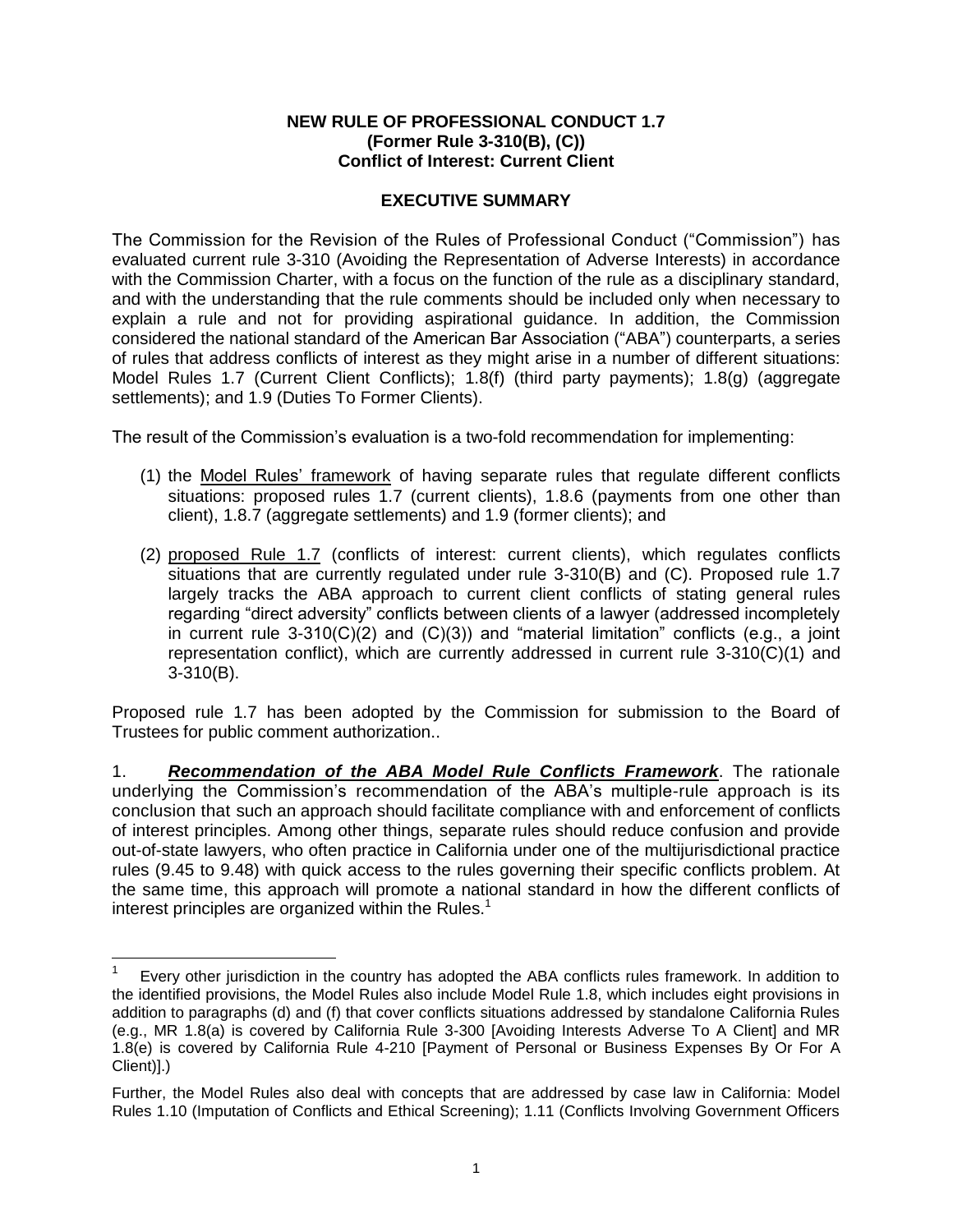**NEW RULE OF PROFESSIONAL CONDUCT 1.7**
**(Former Rule 3-310(B), (C))**
**Conflict of Interest: Current Client**

**EXECUTIVE SUMMARY**

The Commission for the Revision of the Rules of Professional Conduct ("Commission") has evaluated current rule 3-310 (Avoiding the Representation of Adverse Interests) in accordance with the Commission Charter, with a focus on the function of the rule as a disciplinary standard, and with the understanding that the rule comments should be included only when necessary to explain a rule and not for providing aspirational guidance. In addition, the Commission considered the national standard of the American Bar Association ("ABA") counterparts, a series of rules that address conflicts of interest as they might arise in a number of different situations: Model Rules 1.7 (Current Client Conflicts); 1.8(f) (third party payments); 1.8(g) (aggregate settlements); and 1.9 (Duties To Former Clients).

The result of the Commission's evaluation is a two-fold recommendation for implementing:

(1) the <u>Model Rules' framework</u> of having separate rules that regulate different conflicts situations: proposed rules 1.7 (current clients), 1.8.6 (payments from one other than client), 1.8.7 (aggregate settlements) and 1.9 (former clients); and

(2) <u>proposed Rule 1.7</u> (conflicts of interest: current clients), which regulates conflicts situations that are currently regulated under rule 3-310(B) and (C). Proposed rule 1.7 largely tracks the ABA approach to current client conflicts of stating general rules regarding "direct adversity" conflicts between clients of a lawyer (addressed incompletely in current rule 3-310(C)(2) and (C)(3)) and "material limitation" conflicts (e.g., a joint representation conflict), which are currently addressed in current rule 3-310(C)(1) and 3-310(B).

Proposed rule 1.7 has been adopted by the Commission for submission to the Board of Trustees for public comment authorization..

1. ***<u>Recommendation of the ABA Model Rule Conflicts Framework</u>***. The rationale underlying the Commission's recommendation of the ABA's multiple-rule approach is its conclusion that such an approach should facilitate compliance with and enforcement of conflicts of interest principles. Among other things, separate rules should reduce confusion and provide out-of-state lawyers, who often practice in California under one of the multijurisdictional practice rules (9.45 to 9.48) with quick access to the rules governing their specific conflicts problem. At the same time, this approach will promote a national standard in how the different conflicts of interest principles are organized within the Rules.[1]

---

[1] Every other jurisdiction in the country has adopted the ABA conflicts rules framework. In addition to the identified provisions, the Model Rules also include Model Rule 1.8, which includes eight provisions in addition to paragraphs (d) and (f) that cover conflicts situations addressed by standalone California Rules (e.g., MR 1.8(a) is covered by California Rule 3-300 [Avoiding Interests Adverse To A Client] and MR 1.8(e) is covered by California Rule 4-210 [Payment of Personal or Business Expenses By Or For A Client].)

Further, the Model Rules also deal with concepts that are addressed by case law in California: Model Rules 1.10 (Imputation of Conflicts and Ethical Screening); 1.11 (Conflicts Involving Government Officers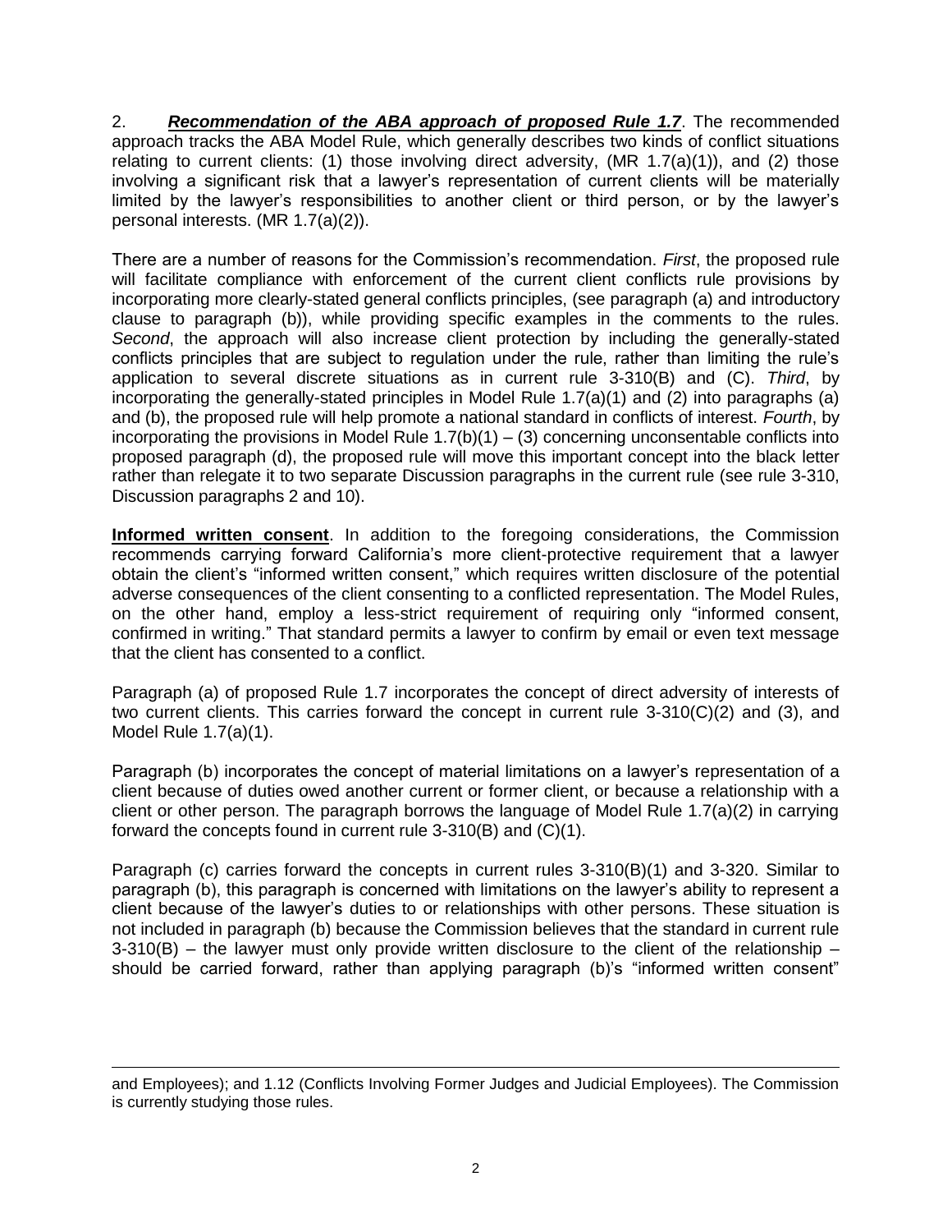2. ***Recommendation of the ABA approach of proposed Rule 1.7***. The recommended approach tracks the ABA Model Rule, which generally describes two kinds of conflict situations relating to current clients: (1) those involving direct adversity, (MR 1.7(a)(1)), and (2) those involving a significant risk that a lawyer's representation of current clients will be materially limited by the lawyer's responsibilities to another client or third person, or by the lawyer's personal interests. (MR 1.7(a)(2)).

There are a number of reasons for the Commission's recommendation. *First*, the proposed rule will facilitate compliance with enforcement of the current client conflicts rule provisions by incorporating more clearly-stated general conflicts principles, (see paragraph (a) and introductory clause to paragraph (b)), while providing specific examples in the comments to the rules. *Second*, the approach will also increase client protection by including the generally-stated conflicts principles that are subject to regulation under the rule, rather than limiting the rule's application to several discrete situations as in current rule 3-310(B) and (C). *Third*, by incorporating the generally-stated principles in Model Rule 1.7(a)(1) and (2) into paragraphs (a) and (b), the proposed rule will help promote a national standard in conflicts of interest. *Fourth*, by incorporating the provisions in Model Rule 1.7(b)(1) – (3) concerning unconsentable conflicts into proposed paragraph (d), the proposed rule will move this important concept into the black letter rather than relegate it to two separate Discussion paragraphs in the current rule (see rule 3-310, Discussion paragraphs 2 and 10).

**Informed written consent**. In addition to the foregoing considerations, the Commission recommends carrying forward California's more client-protective requirement that a lawyer obtain the client's "informed written consent," which requires written disclosure of the potential adverse consequences of the client consenting to a conflicted representation. The Model Rules, on the other hand, employ a less-strict requirement of requiring only "informed consent, confirmed in writing." That standard permits a lawyer to confirm by email or even text message that the client has consented to a conflict.

Paragraph (a) of proposed Rule 1.7 incorporates the concept of direct adversity of interests of two current clients. This carries forward the concept in current rule 3-310(C)(2) and (3), and Model Rule 1.7(a)(1).

Paragraph (b) incorporates the concept of material limitations on a lawyer's representation of a client because of duties owed another current or former client, or because a relationship with a client or other person. The paragraph borrows the language of Model Rule 1.7(a)(2) in carrying forward the concepts found in current rule 3-310(B) and (C)(1).

Paragraph (c) carries forward the concepts in current rules 3-310(B)(1) and 3-320. Similar to paragraph (b), this paragraph is concerned with limitations on the lawyer's ability to represent a client because of the lawyer's duties to or relationships with other persons. These situation is not included in paragraph (b) because the Commission believes that the standard in current rule 3-310(B) – the lawyer must only provide written disclosure to the client of the relationship – should be carried forward, rather than applying paragraph (b)'s "informed written consent"

---

and Employees); and 1.12 (Conflicts Involving Former Judges and Judicial Employees). The Commission is currently studying those rules.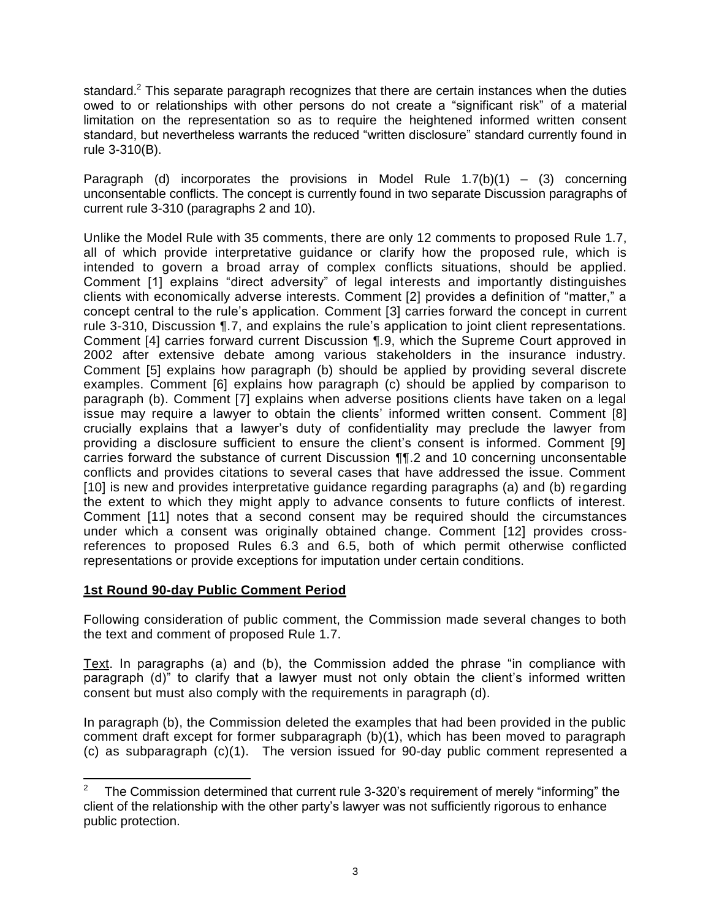standard.[2] This separate paragraph recognizes that there are certain instances when the duties owed to or relationships with other persons do not create a "significant risk" of a material limitation on the representation so as to require the heightened informed written consent standard, but nevertheless warrants the reduced "written disclosure" standard currently found in rule 3-310(B).

Paragraph (d) incorporates the provisions in Model Rule 1.7(b)(1) – (3) concerning unconsentable conflicts. The concept is currently found in two separate Discussion paragraphs of current rule 3-310 (paragraphs 2 and 10).

Unlike the Model Rule with 35 comments, there are only 12 comments to proposed Rule 1.7, all of which provide interpretative guidance or clarify how the proposed rule, which is intended to govern a broad array of complex conflicts situations, should be applied. Comment [1] explains "direct adversity" of legal interests and importantly distinguishes clients with economically adverse interests. Comment [2] provides a definition of "matter," a concept central to the rule's application. Comment [3] carries forward the concept in current rule 3-310, Discussion ¶.7, and explains the rule's application to joint client representations. Comment [4] carries forward current Discussion ¶.9, which the Supreme Court approved in 2002 after extensive debate among various stakeholders in the insurance industry. Comment [5] explains how paragraph (b) should be applied by providing several discrete examples. Comment [6] explains how paragraph (c) should be applied by comparison to paragraph (b). Comment [7] explains when adverse positions clients have taken on a legal issue may require a lawyer to obtain the clients' informed written consent. Comment [8] crucially explains that a lawyer's duty of confidentiality may preclude the lawyer from providing a disclosure sufficient to ensure the client's consent is informed. Comment [9] carries forward the substance of current Discussion ¶¶.2 and 10 concerning unconsentable conflicts and provides citations to several cases that have addressed the issue. Comment [10] is new and provides interpretative guidance regarding paragraphs (a) and (b) regarding the extent to which they might apply to advance consents to future conflicts of interest. Comment [11] notes that a second consent may be required should the circumstances under which a consent was originally obtained change. Comment [12] provides cross-references to proposed Rules 6.3 and 6.5, both of which permit otherwise conflicted representations or provide exceptions for imputation under certain conditions.

## 1st Round 90-day Public Comment Period

Following consideration of public comment, the Commission made several changes to both the text and comment of proposed Rule 1.7.

Text. In paragraphs (a) and (b), the Commission added the phrase "in compliance with paragraph (d)" to clarify that a lawyer must not only obtain the client's informed written consent but must also comply with the requirements in paragraph (d).

In paragraph (b), the Commission deleted the examples that had been provided in the public comment draft except for former subparagraph (b)(1), which has been moved to paragraph (c) as subparagraph (c)(1). The version issued for 90-day public comment represented a

---

[2] The Commission determined that current rule 3-320's requirement of merely "informing" the client of the relationship with the other party's lawyer was not sufficiently rigorous to enhance public protection.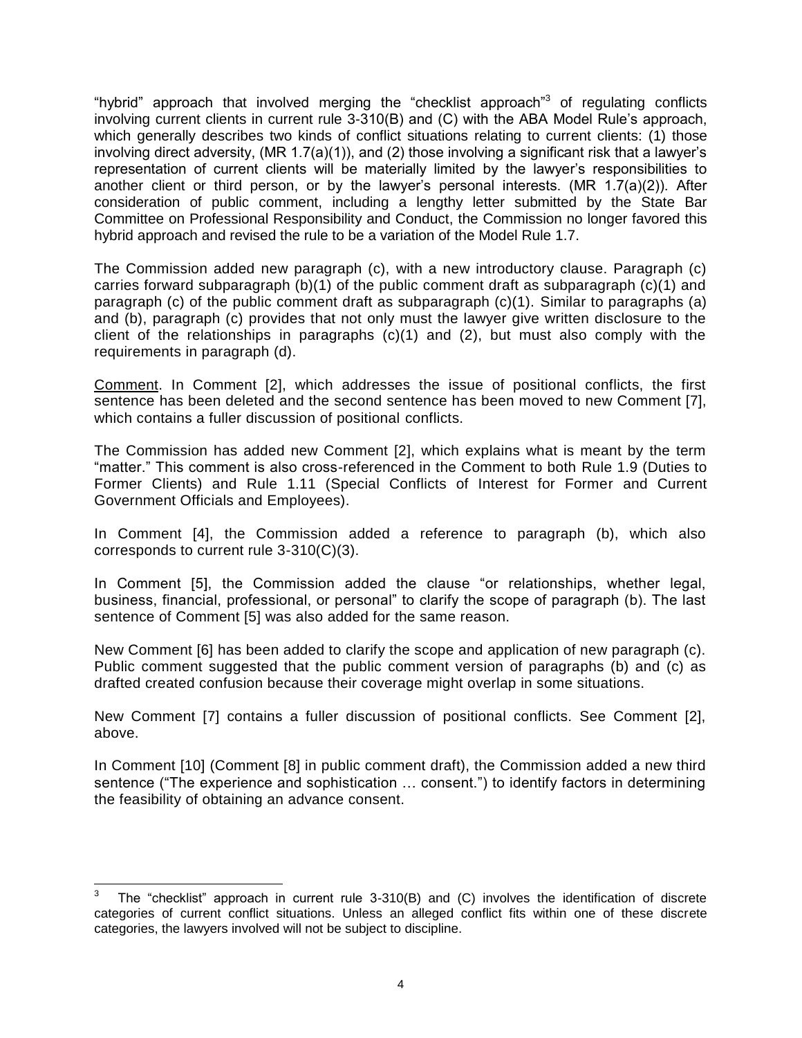"hybrid" approach that involved merging the "checklist approach"[3] of regulating conflicts involving current clients in current rule 3-310(B) and (C) with the ABA Model Rule's approach, which generally describes two kinds of conflict situations relating to current clients: (1) those involving direct adversity, (MR 1.7(a)(1)), and (2) those involving a significant risk that a lawyer's representation of current clients will be materially limited by the lawyer's responsibilities to another client or third person, or by the lawyer's personal interests. (MR 1.7(a)(2)). After consideration of public comment, including a lengthy letter submitted by the State Bar Committee on Professional Responsibility and Conduct, the Commission no longer favored this hybrid approach and revised the rule to be a variation of the Model Rule 1.7.

The Commission added new paragraph (c), with a new introductory clause. Paragraph (c) carries forward subparagraph (b)(1) of the public comment draft as subparagraph (c)(1) and paragraph (c) of the public comment draft as subparagraph (c)(1). Similar to paragraphs (a) and (b), paragraph (c) provides that not only must the lawyer give written disclosure to the client of the relationships in paragraphs (c)(1) and (2), but must also comply with the requirements in paragraph (d).

<u>Comment</u>. In Comment [2], which addresses the issue of positional conflicts, the first sentence has been deleted and the second sentence has been moved to new Comment [7], which contains a fuller discussion of positional conflicts.

The Commission has added new Comment [2], which explains what is meant by the term "matter." This comment is also cross-referenced in the Comment to both Rule 1.9 (Duties to Former Clients) and Rule 1.11 (Special Conflicts of Interest for Former and Current Government Officials and Employees).

In Comment [4], the Commission added a reference to paragraph (b), which also corresponds to current rule 3-310(C)(3).

In Comment [5], the Commission added the clause "or relationships, whether legal, business, financial, professional, or personal" to clarify the scope of paragraph (b). The last sentence of Comment [5] was also added for the same reason.

New Comment [6] has been added to clarify the scope and application of new paragraph (c). Public comment suggested that the public comment version of paragraphs (b) and (c) as drafted created confusion because their coverage might overlap in some situations.

New Comment [7] contains a fuller discussion of positional conflicts. See Comment [2], above.

In Comment [10] (Comment [8] in public comment draft), the Commission added a new third sentence ("The experience and sophistication … consent.") to identify factors in determining the feasibility of obtaining an advance consent.

---

[3] The "checklist" approach in current rule 3-310(B) and (C) involves the identification of discrete categories of current conflict situations. Unless an alleged conflict fits within one of these discrete categories, the lawyers involved will not be subject to discipline.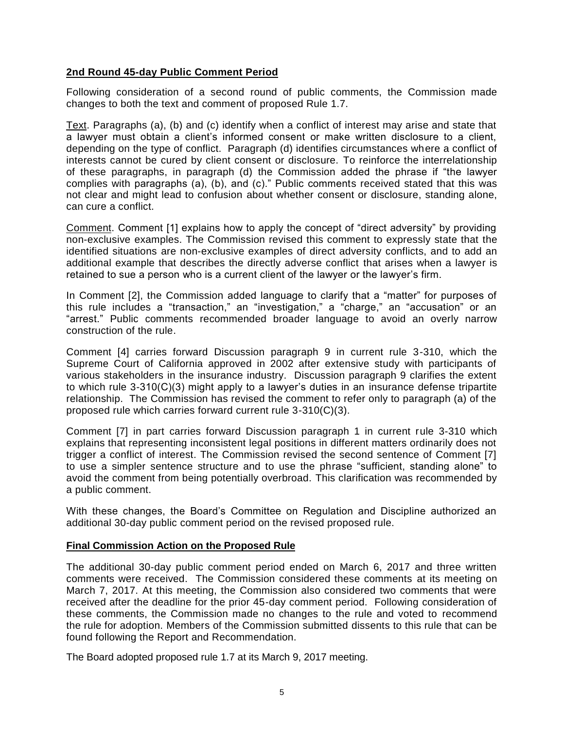**2nd Round 45-day Public Comment Period**

Following consideration of a second round of public comments, the Commission made changes to both the text and comment of proposed Rule 1.7.

Text. Paragraphs (a), (b) and (c) identify when a conflict of interest may arise and state that a lawyer must obtain a client's informed consent or make written disclosure to a client, depending on the type of conflict. Paragraph (d) identifies circumstances where a conflict of interests cannot be cured by client consent or disclosure. To reinforce the interrelationship of these paragraphs, in paragraph (d) the Commission added the phrase if "the lawyer complies with paragraphs (a), (b), and (c)." Public comments received stated that this was not clear and might lead to confusion about whether consent or disclosure, standing alone, can cure a conflict.

Comment. Comment [1] explains how to apply the concept of "direct adversity" by providing non-exclusive examples. The Commission revised this comment to expressly state that the identified situations are non-exclusive examples of direct adversity conflicts, and to add an additional example that describes the directly adverse conflict that arises when a lawyer is retained to sue a person who is a current client of the lawyer or the lawyer's firm.

In Comment [2], the Commission added language to clarify that a "matter" for purposes of this rule includes a "transaction," an "investigation," a "charge," an "accusation" or an "arrest." Public comments recommended broader language to avoid an overly narrow construction of the rule.

Comment [4] carries forward Discussion paragraph 9 in current rule 3-310, which the Supreme Court of California approved in 2002 after extensive study with participants of various stakeholders in the insurance industry. Discussion paragraph 9 clarifies the extent to which rule 3-310(C)(3) might apply to a lawyer's duties in an insurance defense tripartite relationship. The Commission has revised the comment to refer only to paragraph (a) of the proposed rule which carries forward current rule 3-310(C)(3).

Comment [7] in part carries forward Discussion paragraph 1 in current rule 3-310 which explains that representing inconsistent legal positions in different matters ordinarily does not trigger a conflict of interest. The Commission revised the second sentence of Comment [7] to use a simpler sentence structure and to use the phrase "sufficient, standing alone" to avoid the comment from being potentially overbroad. This clarification was recommended by a public comment.

With these changes, the Board's Committee on Regulation and Discipline authorized an additional 30-day public comment period on the revised proposed rule.

**Final Commission Action on the Proposed Rule**

The additional 30-day public comment period ended on March 6, 2017 and three written comments were received. The Commission considered these comments at its meeting on March 7, 2017. At this meeting, the Commission also considered two comments that were received after the deadline for the prior 45-day comment period. Following consideration of these comments, the Commission made no changes to the rule and voted to recommend the rule for adoption. Members of the Commission submitted dissents to this rule that can be found following the Report and Recommendation.

The Board adopted proposed rule 1.7 at its March 9, 2017 meeting.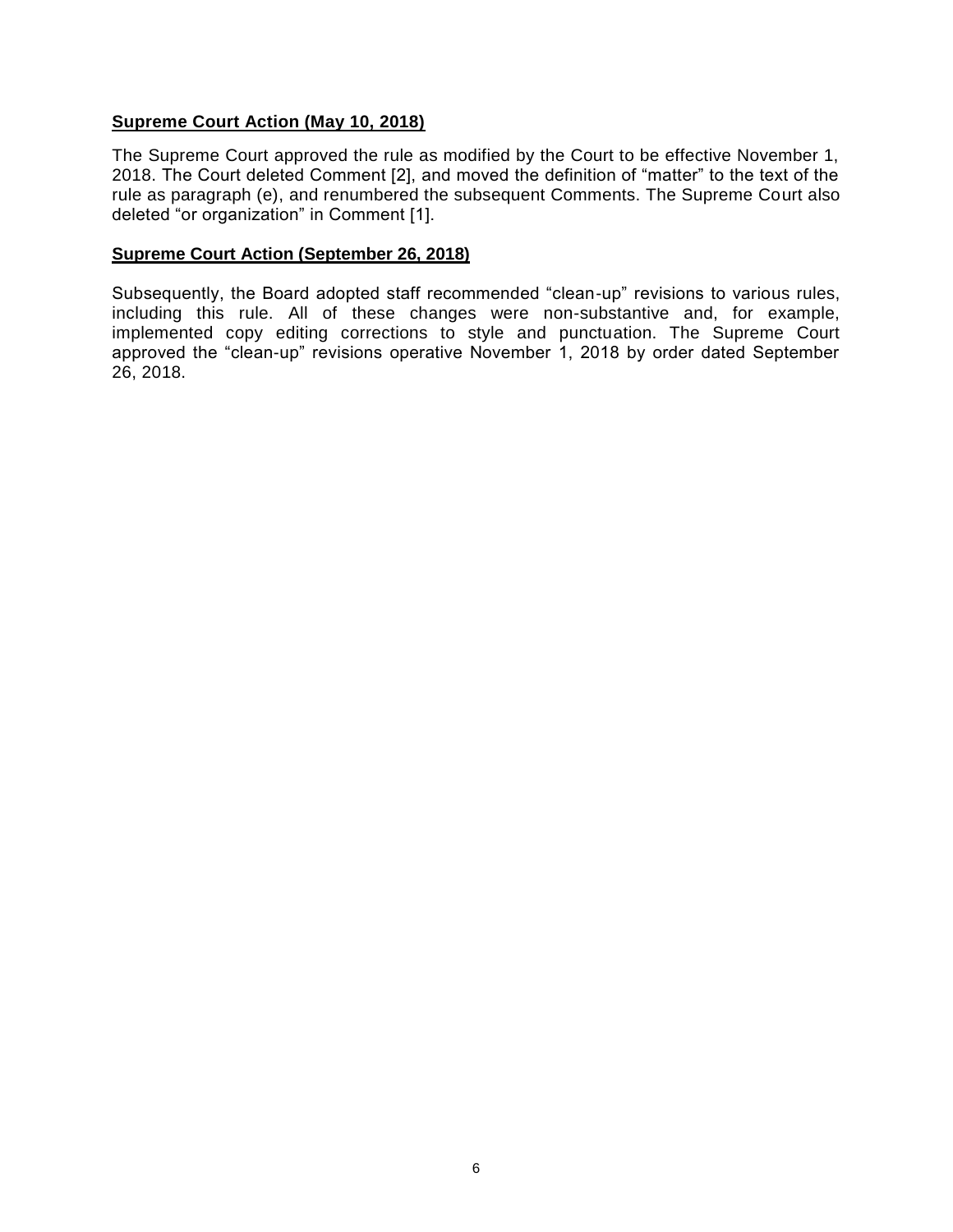**Supreme Court Action (May 10, 2018)**

The Supreme Court approved the rule as modified by the Court to be effective November 1, 2018. The Court deleted Comment [2], and moved the definition of "matter" to the text of the rule as paragraph (e), and renumbered the subsequent Comments. The Supreme Court also deleted "or organization" in Comment [1].

**Supreme Court Action (September 26, 2018)**

Subsequently, the Board adopted staff recommended "clean-up" revisions to various rules, including this rule. All of these changes were non-substantive and, for example, implemented copy editing corrections to style and punctuation. The Supreme Court approved the "clean-up" revisions operative November 1, 2018 by order dated September 26, 2018.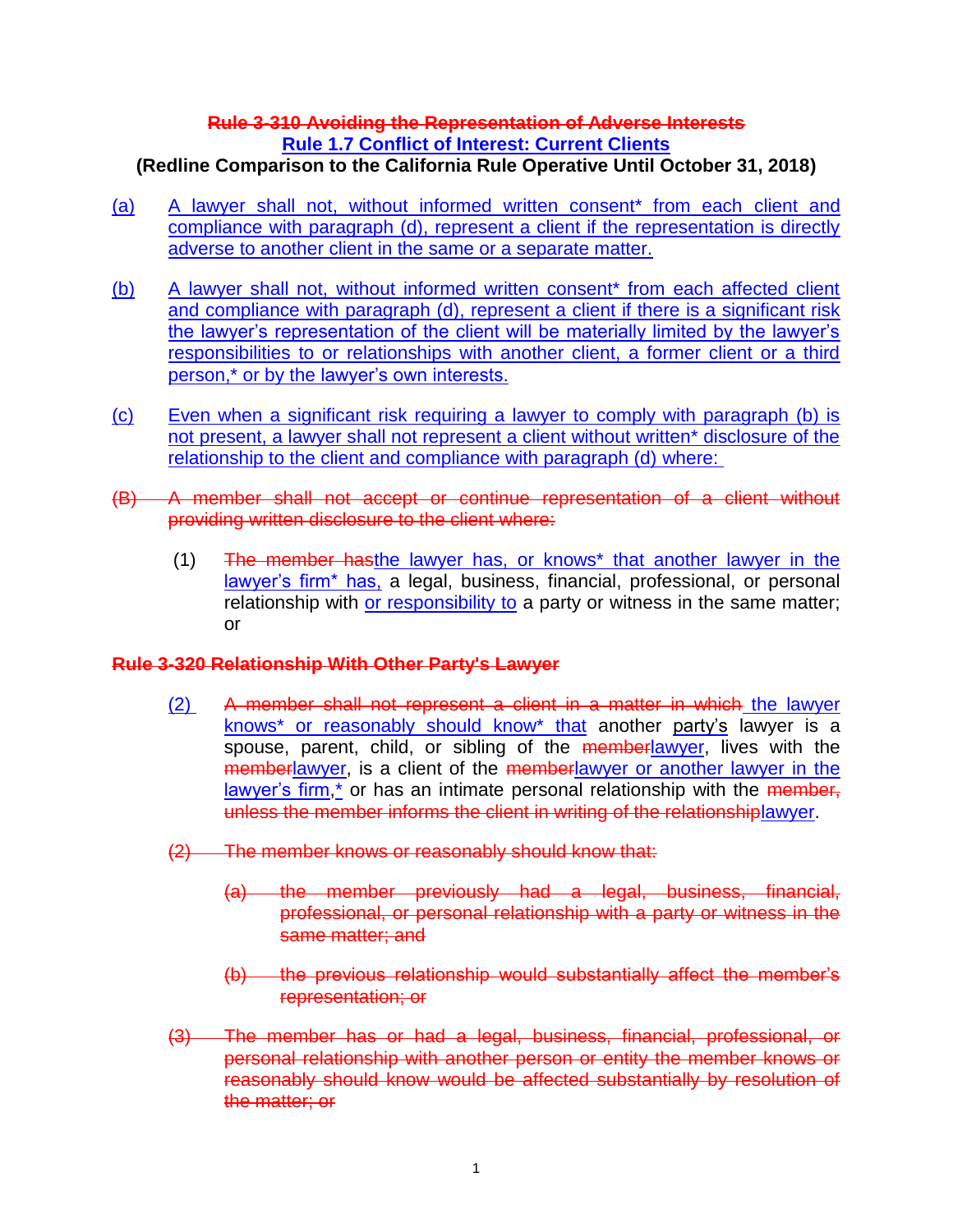# ~~Rule 3-310 Avoiding the Representation of Adverse Interests~~
# <u>Rule 1.7 Conflict of Interest: Current Clients</u>

**(Redline Comparison to the California Rule Operative Until October 31, 2018)**

<u>(a)</u> <u>A lawyer shall not, without informed written consent* from each client and compliance with paragraph (d), represent a client if the representation is directly adverse to another client in the same or a separate matter.</u>

<u>(b)</u> <u>A lawyer shall not, without informed written consent* from each affected client and compliance with paragraph (d), represent a client if there is a significant risk the lawyer's representation of the client will be materially limited by the lawyer's responsibilities to or relationships with another client, a former client or a third person,* or by the lawyer's own interests.</u>

<u>(c)</u> <u>Even when a significant risk requiring a lawyer to comply with paragraph (b) is not present, a lawyer shall not represent a client without written* disclosure of the relationship to the client and compliance with paragraph (d) where:</u>

~~(B) A member shall not accept or continue representation of a client without providing written disclosure to the client where:~~

(1) ~~The member has~~<u>the lawyer has, or knows* that another lawyer in the lawyer's firm* has,</u> a legal, business, financial, professional, or personal relationship with <u>or responsibility to</u> a party or witness in the same matter; or

**~~Rule 3-320 Relationship With Other Party's Lawyer~~**

<u>(2)</u> ~~A member shall not represent a client in a matter in which~~ <u>the lawyer knows* or reasonably should know* that</u> another <u>party's</u> lawyer is a spouse, parent, child, or sibling of the ~~member~~<u>lawyer</u>, lives with the ~~member~~<u>lawyer</u>, is a client of the ~~member~~<u>lawyer or another lawyer in the lawyer's firm,*</u> or has an intimate personal relationship with the ~~member, unless the member informs the client in writing of the relationship~~<u>lawyer</u>.

~~(2) The member knows or reasonably should know that:~~

~~(a) the member previously had a legal, business, financial, professional, or personal relationship with a party or witness in the same matter; and~~

~~(b) the previous relationship would substantially affect the member's representation; or~~

~~(3) The member has or had a legal, business, financial, professional, or personal relationship with another person or entity the member knows or reasonably should know would be affected substantially by resolution of the matter; or~~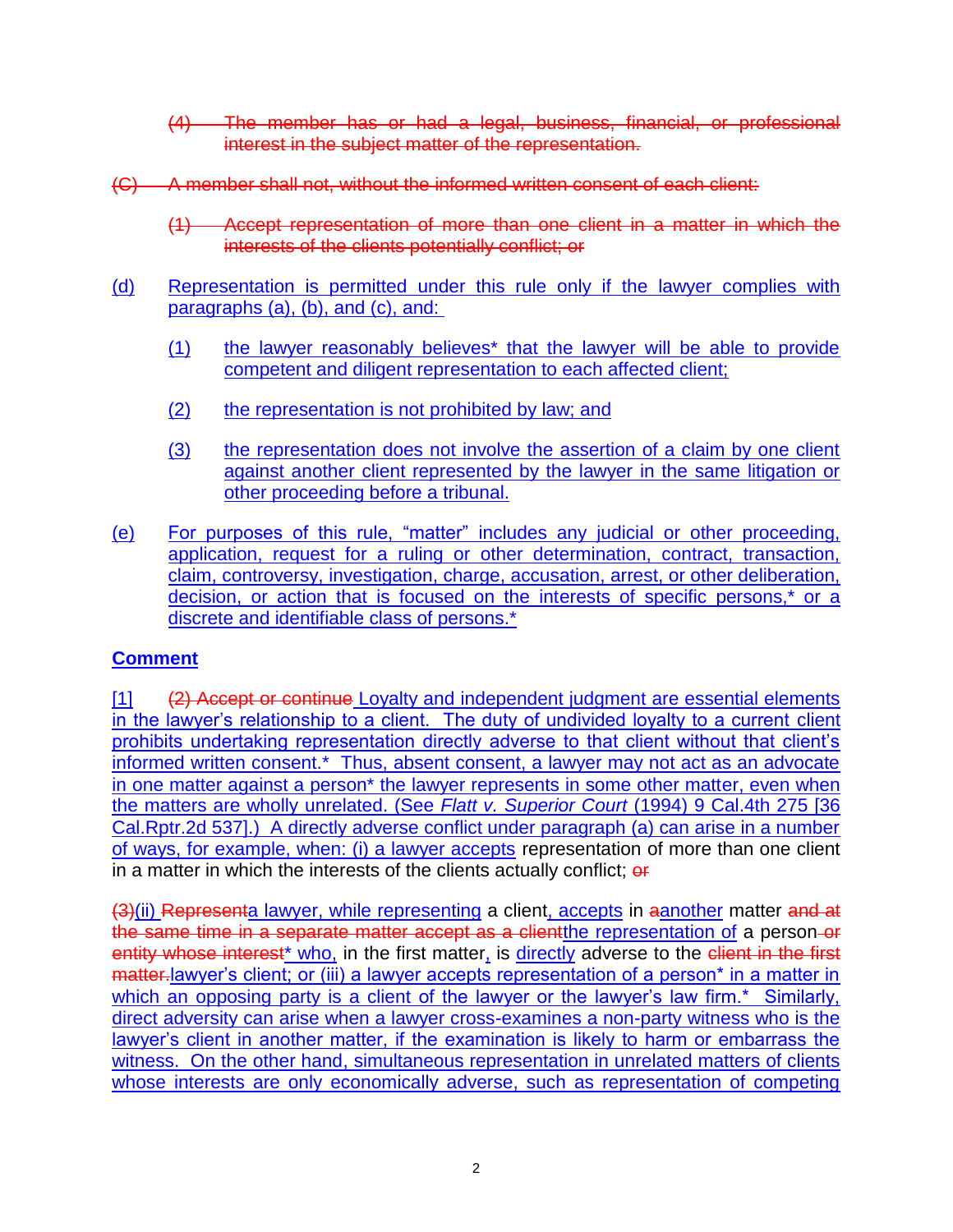(4) ~~The member has or had a legal, business, financial, or professional interest in the subject matter of the representation.~~

~~(C) A member shall not, without the informed written consent of each client:~~

~~(1) Accept representation of more than one client in a matter in which the interests of the clients potentially conflict; or~~

(d) Representation is permitted under this rule only if the lawyer complies with paragraphs (a), (b), and (c), and:

(1) the lawyer reasonably believes* that the lawyer will be able to provide competent and diligent representation to each affected client;

(2) the representation is not prohibited by law; and

(3) the representation does not involve the assertion of a claim by one client against another client represented by the lawyer in the same litigation or other proceeding before a tribunal.

(e) For purposes of this rule, "matter" includes any judicial or other proceeding, application, request for a ruling or other determination, contract, transaction, claim, controversy, investigation, charge, accusation, arrest, or other deliberation, decision, or action that is focused on the interests of specific persons,* or a discrete and identifiable class of persons.*

## Comment

[1] ~~(2) Accept or continue~~ Loyalty and independent judgment are essential elements in the lawyer's relationship to a client. The duty of undivided loyalty to a current client prohibits undertaking representation directly adverse to that client without that client's informed written consent.* Thus, absent consent, a lawyer may not act as an advocate in one matter against a person* the lawyer represents in some other matter, even when the matters are wholly unrelated. (See *Flatt v. Superior Court* (1994) 9 Cal.4th 275 [36 Cal.Rptr.2d 537].) A directly adverse conflict under paragraph (a) can arise in a number of ways, for example, when: (i) a lawyer accepts representation of more than one client in a matter in which the interests of the clients actually conflict; ~~or~~

~~(3)~~(ii) ~~Represent~~a lawyer, while representing a client, accepts in ~~a~~another matter ~~and at the same time in a separate matter accept as a client~~the representation of a person ~~or entity whose interest~~* who, in the first matter, is directly adverse to the ~~client in the first matter.~~lawyer's client; or (iii) a lawyer accepts representation of a person* in a matter in which an opposing party is a client of the lawyer or the lawyer's law firm.* Similarly, direct adversity can arise when a lawyer cross-examines a non-party witness who is the lawyer's client in another matter, if the examination is likely to harm or embarrass the witness. On the other hand, simultaneous representation in unrelated matters of clients whose interests are only economically adverse, such as representation of competing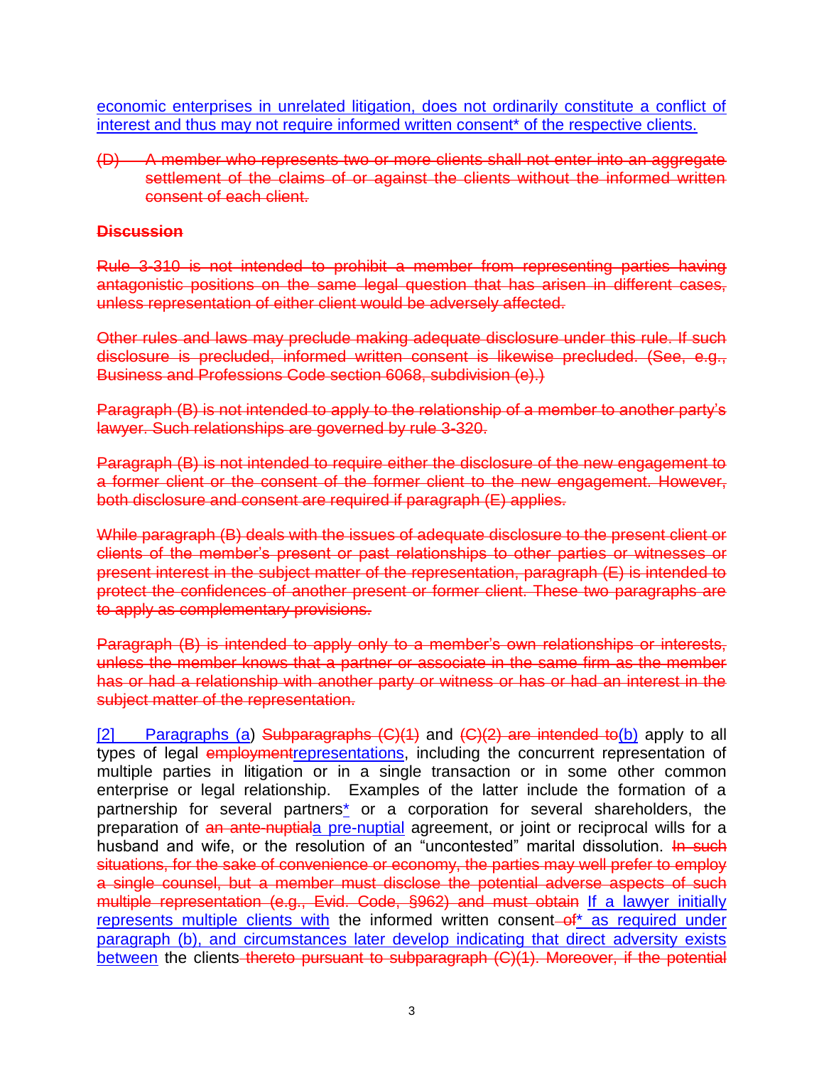economic enterprises in unrelated litigation, does not ordinarily constitute a conflict of interest and thus may not require informed written consent* of the respective clients.

~~(D) A member who represents two or more clients shall not enter into an aggregate settlement of the claims of or against the clients without the informed written consent of each client.~~

~~**Discussion**~~

~~Rule 3-310 is not intended to prohibit a member from representing parties having antagonistic positions on the same legal question that has arisen in different cases, unless representation of either client would be adversely affected.~~

~~Other rules and laws may preclude making adequate disclosure under this rule. If such disclosure is precluded, informed written consent is likewise precluded. (See, e.g., Business and Professions Code section 6068, subdivision (e).)~~

~~Paragraph (B) is not intended to apply to the relationship of a member to another party's lawyer. Such relationships are governed by rule 3-320.~~

~~Paragraph (B) is not intended to require either the disclosure of the new engagement to a former client or the consent of the former client to the new engagement. However, both disclosure and consent are required if paragraph (E) applies.~~

~~While paragraph (B) deals with the issues of adequate disclosure to the present client or clients of the member's present or past relationships to other parties or witnesses or present interest in the subject matter of the representation, paragraph (E) is intended to protect the confidences of another present or former client. These two paragraphs are to apply as complementary provisions.~~

~~Paragraph (B) is intended to apply only to a member's own relationships or interests, unless the member knows that a partner or associate in the same firm as the member has or had a relationship with another party or witness or has or had an interest in the subject matter of the representation.~~

[2] Paragraphs (a) ~~Subparagraphs (C)(1)~~ and ~~(C)(2) are intended to~~(b) apply to all types of legal ~~employment~~representations, including the concurrent representation of multiple parties in litigation or in a single transaction or in some other common enterprise or legal relationship. Examples of the latter include the formation of a partnership for several partners* or a corporation for several shareholders, the preparation of ~~an ante-nuptial~~a pre-nuptial agreement, or joint or reciprocal wills for a husband and wife, or the resolution of an "uncontested" marital dissolution. ~~In such situations, for the sake of convenience or economy, the parties may well prefer to employ a single counsel, but a member must disclose the potential adverse aspects of such multiple representation (e.g., Evid. Code, §962) and must obtain~~ If a lawyer initially represents multiple clients with the informed written consent ~~of~~* as required under paragraph (b), and circumstances later develop indicating that direct adversity exists between the clients ~~thereto pursuant to subparagraph (C)(1). Moreover, if the potential~~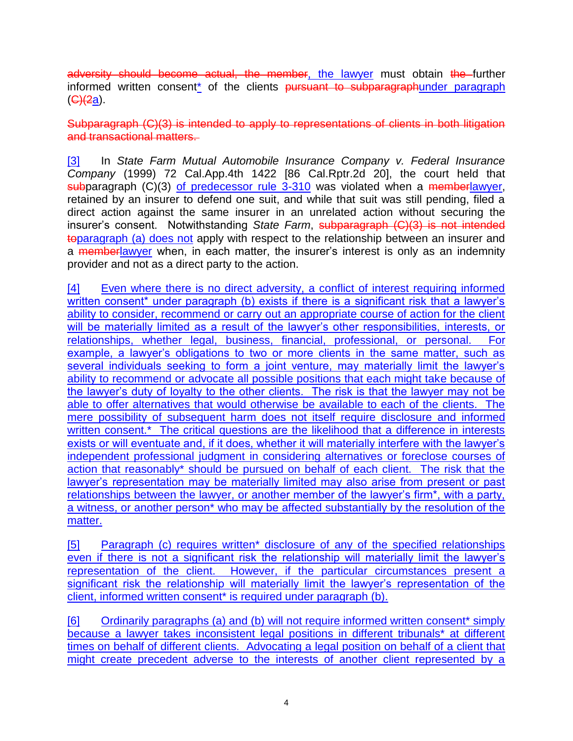adversity should become actual, the member, the lawyer must obtain the further informed written consent* of the clients pursuant to subparagraphunder paragraph (C)(2a).

Subparagraph (C)(3) is intended to apply to representations of clients in both litigation and transactional matters.

[3] In *State Farm Mutual Automobile Insurance Company v. Federal Insurance Company* (1999) 72 Cal.App.4th 1422 [86 Cal.Rptr.2d 20], the court held that subparagraph (C)(3) of predecessor rule 3-310 was violated when a memberlawyer, retained by an insurer to defend one suit, and while that suit was still pending, filed a direct action against the same insurer in an unrelated action without securing the insurer's consent. Notwithstanding *State Farm*, subparagraph (C)(3) is not intended toparagraph (a) does not apply with respect to the relationship between an insurer and a memberlawyer when, in each matter, the insurer's interest is only as an indemnity provider and not as a direct party to the action.

[4] Even where there is no direct adversity, a conflict of interest requiring informed written consent* under paragraph (b) exists if there is a significant risk that a lawyer's ability to consider, recommend or carry out an appropriate course of action for the client will be materially limited as a result of the lawyer's other responsibilities, interests, or relationships, whether legal, business, financial, professional, or personal. For example, a lawyer's obligations to two or more clients in the same matter, such as several individuals seeking to form a joint venture, may materially limit the lawyer's ability to recommend or advocate all possible positions that each might take because of the lawyer's duty of loyalty to the other clients. The risk is that the lawyer may not be able to offer alternatives that would otherwise be available to each of the clients. The mere possibility of subsequent harm does not itself require disclosure and informed written consent.* The critical questions are the likelihood that a difference in interests exists or will eventuate and, if it does, whether it will materially interfere with the lawyer's independent professional judgment in considering alternatives or foreclose courses of action that reasonably* should be pursued on behalf of each client. The risk that the lawyer's representation may be materially limited may also arise from present or past relationships between the lawyer, or another member of the lawyer's firm*, with a party, a witness, or another person* who may be affected substantially by the resolution of the matter.

[5] Paragraph (c) requires written* disclosure of any of the specified relationships even if there is not a significant risk the relationship will materially limit the lawyer's representation of the client. However, if the particular circumstances present a significant risk the relationship will materially limit the lawyer's representation of the client, informed written consent* is required under paragraph (b).

[6] Ordinarily paragraphs (a) and (b) will not require informed written consent* simply because a lawyer takes inconsistent legal positions in different tribunals* at different times on behalf of different clients. Advocating a legal position on behalf of a client that might create precedent adverse to the interests of another client represented by a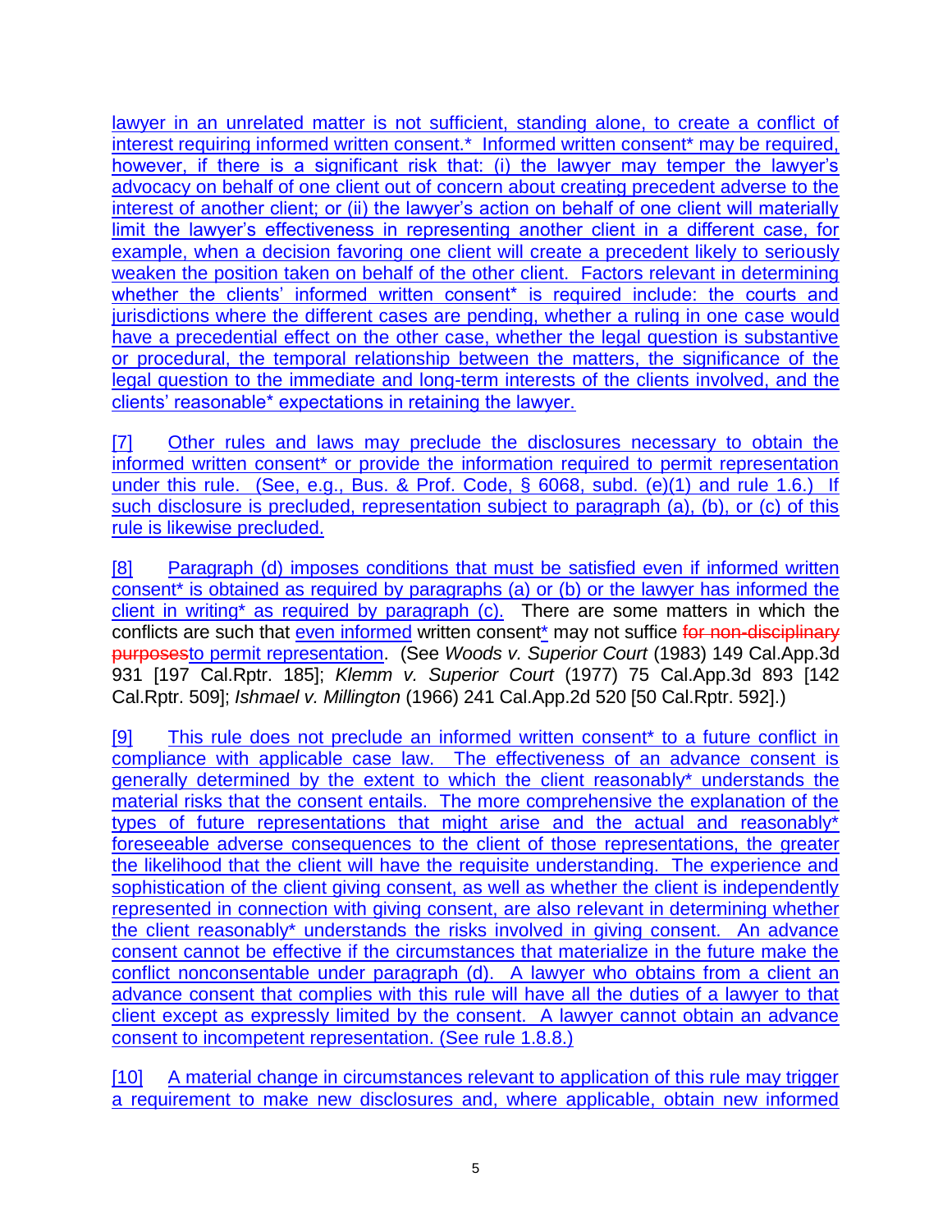lawyer in an unrelated matter is not sufficient, standing alone, to create a conflict of interest requiring informed written consent.* Informed written consent* may be required, however, if there is a significant risk that: (i) the lawyer may temper the lawyer's advocacy on behalf of one client out of concern about creating precedent adverse to the interest of another client; or (ii) the lawyer's action on behalf of one client will materially limit the lawyer's effectiveness in representing another client in a different case, for example, when a decision favoring one client will create a precedent likely to seriously weaken the position taken on behalf of the other client. Factors relevant in determining whether the clients' informed written consent* is required include: the courts and jurisdictions where the different cases are pending, whether a ruling in one case would have a precedential effect on the other case, whether the legal question is substantive or procedural, the temporal relationship between the matters, the significance of the legal question to the immediate and long-term interests of the clients involved, and the clients' reasonable* expectations in retaining the lawyer.

[7] Other rules and laws may preclude the disclosures necessary to obtain the informed written consent* or provide the information required to permit representation under this rule. (See, e.g., Bus. & Prof. Code, § 6068, subd. (e)(1) and rule 1.6.) If such disclosure is precluded, representation subject to paragraph (a), (b), or (c) of this rule is likewise precluded.

[8] Paragraph (d) imposes conditions that must be satisfied even if informed written consent* is obtained as required by paragraphs (a) or (b) or the lawyer has informed the client in writing* as required by paragraph (c). There are some matters in which the conflicts are such that even informed written consent* may not suffice ~~for non-disciplinary purposes~~to permit representation. (See *Woods v. Superior Court* (1983) 149 Cal.App.3d 931 [197 Cal.Rptr. 185]; *Klemm v. Superior Court* (1977) 75 Cal.App.3d 893 [142 Cal.Rptr. 509]; *Ishmael v. Millington* (1966) 241 Cal.App.2d 520 [50 Cal.Rptr. 592].)

[9] This rule does not preclude an informed written consent* to a future conflict in compliance with applicable case law. The effectiveness of an advance consent is generally determined by the extent to which the client reasonably* understands the material risks that the consent entails. The more comprehensive the explanation of the types of future representations that might arise and the actual and reasonably* foreseeable adverse consequences to the client of those representations, the greater the likelihood that the client will have the requisite understanding. The experience and sophistication of the client giving consent, as well as whether the client is independently represented in connection with giving consent, are also relevant in determining whether the client reasonably* understands the risks involved in giving consent. An advance consent cannot be effective if the circumstances that materialize in the future make the conflict nonconsentable under paragraph (d). A lawyer who obtains from a client an advance consent that complies with this rule will have all the duties of a lawyer to that client except as expressly limited by the consent. A lawyer cannot obtain an advance consent to incompetent representation. (See rule 1.8.8.)

[10] A material change in circumstances relevant to application of this rule may trigger a requirement to make new disclosures and, where applicable, obtain new informed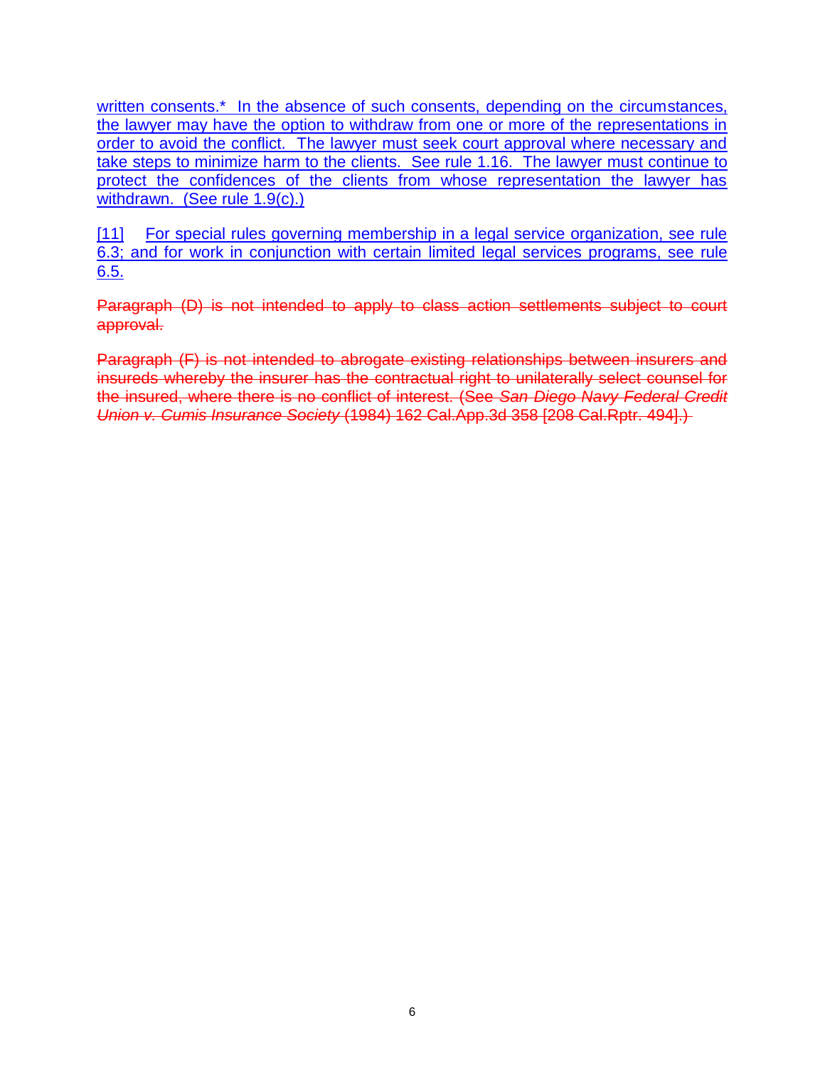written consents.* In the absence of such consents, depending on the circumstances, the lawyer may have the option to withdraw from one or more of the representations in order to avoid the conflict. The lawyer must seek court approval where necessary and take steps to minimize harm to the clients. See rule 1.16. The lawyer must continue to protect the confidences of the clients from whose representation the lawyer has withdrawn. (See rule 1.9(c).)

[11] For special rules governing membership in a legal service organization, see rule 6.3; and for work in conjunction with certain limited legal services programs, see rule 6.5.

~~Paragraph (D) is not intended to apply to class action settlements subject to court approval.~~

~~Paragraph (F) is not intended to abrogate existing relationships between insurers and insureds whereby the insurer has the contractual right to unilaterally select counsel for the insured, where there is no conflict of interest. (See *San Diego Navy Federal Credit Union v. Cumis Insurance Society* (1984) 162 Cal.App.3d 358 [208 Cal.Rptr. 494].)~~